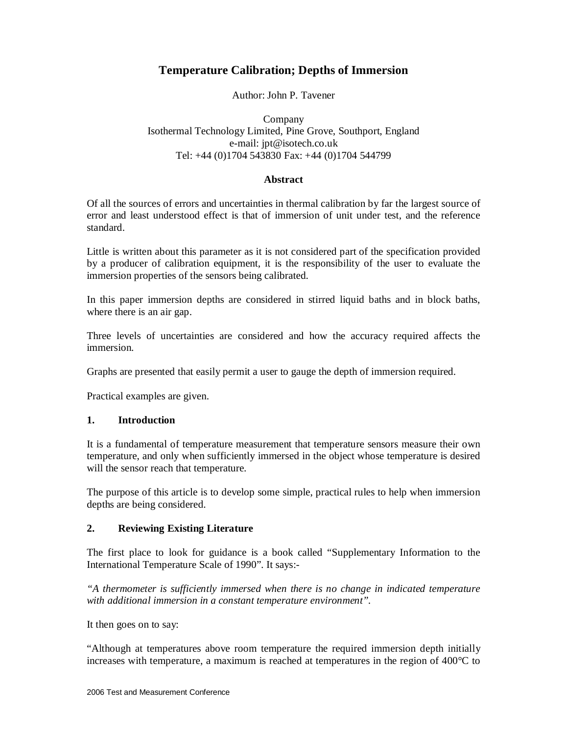# Temperature Calibration; Depths of Immersion

Author: John P. Tavener

Company
Isothermal Technology Limited, Pine Grove, Southport, England
e-mail: jpt@isotech.co.uk
Tel: +44 (0)1704 543830 Fax: +44 (0)1704 544799

## Abstract

Of all the sources of errors and uncertainties in thermal calibration by far the largest source of error and least understood effect is that of immersion of unit under test, and the reference standard.

Little is written about this parameter as it is not considered part of the specification provided by a producer of calibration equipment, it is the responsibility of the user to evaluate the immersion properties of the sensors being calibrated.

In this paper immersion depths are considered in stirred liquid baths and in block baths, where there is an air gap.

Three levels of uncertainties are considered and how the accuracy required affects the immersion.

Graphs are presented that easily permit a user to gauge the depth of immersion required.

Practical examples are given.

## 1. Introduction

It is a fundamental of temperature measurement that temperature sensors measure their own temperature, and only when sufficiently immersed in the object whose temperature is desired will the sensor reach that temperature.

The purpose of this article is to develop some simple, practical rules to help when immersion depths are being considered.

## 2. Reviewing Existing Literature

The first place to look for guidance is a book called "Supplementary Information to the International Temperature Scale of 1990". It says:-

*"A thermometer is sufficiently immersed when there is no change in indicated temperature with additional immersion in a constant temperature environment".*

It then goes on to say:

"Although at temperatures above room temperature the required immersion depth initially increases with temperature, a maximum is reached at temperatures in the region of 400°C to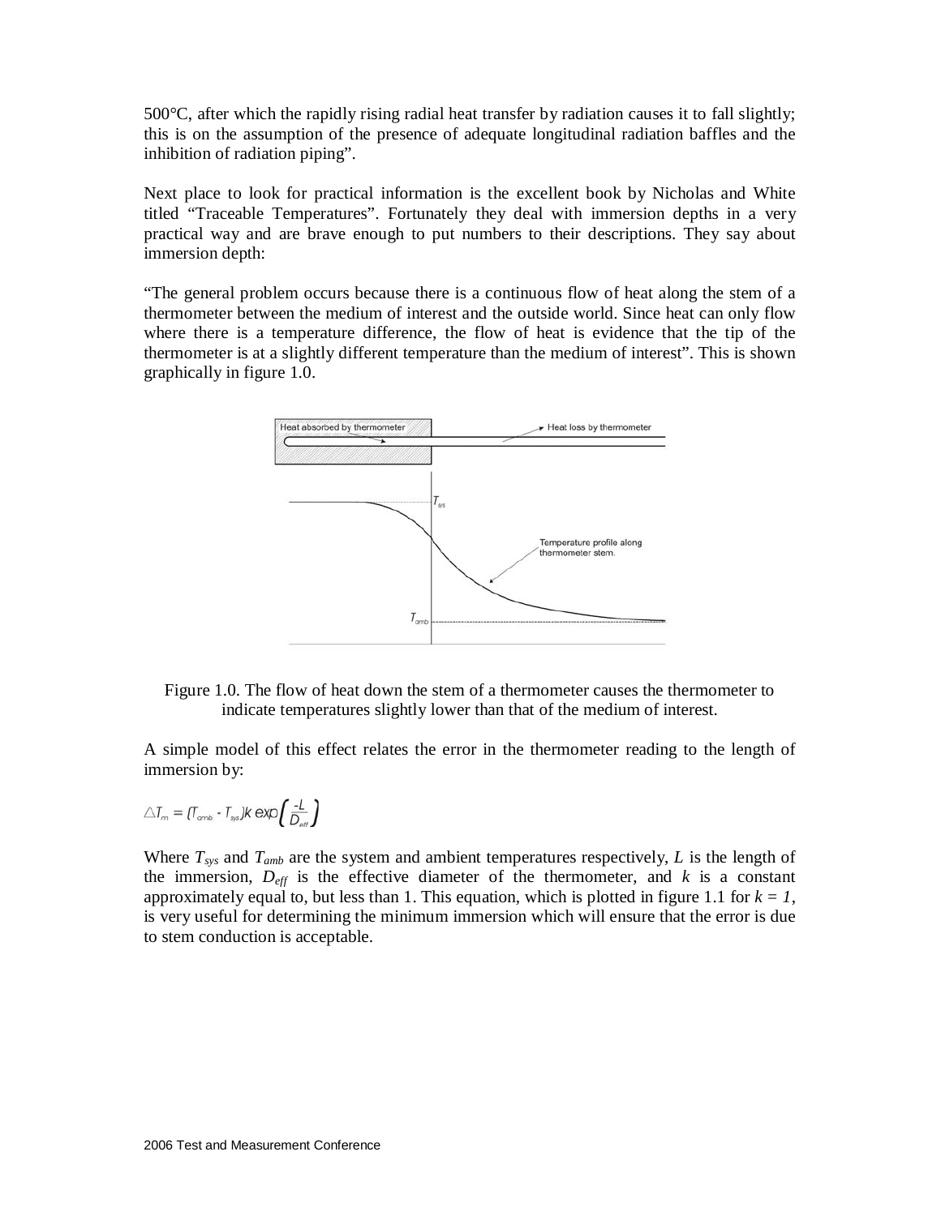500°C, after which the rapidly rising radial heat transfer by radiation causes it to fall slightly; this is on the assumption of the presence of adequate longitudinal radiation baffles and the inhibition of radiation piping".

Next place to look for practical information is the excellent book by Nicholas and White titled "Traceable Temperatures". Fortunately they deal with immersion depths in a very practical way and are brave enough to put numbers to their descriptions. They say about immersion depth:

"The general problem occurs because there is a continuous flow of heat along the stem of a thermometer between the medium of interest and the outside world. Since heat can only flow where there is a temperature difference, the flow of heat is evidence that the tip of the thermometer is at a slightly different temperature than the medium of interest". This is shown graphically in figure 1.0.

Figure 1.0. The flow of heat down the stem of a thermometer causes the thermometer to indicate temperatures slightly lower than that of the medium of interest.

A simple model of this effect relates the error in the thermometer reading to the length of immersion by:

$$\triangle T_m = (T_{amb} - T_{sys})k \exp\left(\frac{-L}{D_{eff}}\right)$$

Where $T_{sys}$ and $T_{amb}$ are the system and ambient temperatures respectively, $L$ is the length of the immersion, $D_{eff}$ is the effective diameter of the thermometer, and $k$ is a constant approximately equal to, but less than 1. This equation, which is plotted in figure 1.1 for $k = 1$, is very useful for determining the minimum immersion which will ensure that the error is due to stem conduction is acceptable.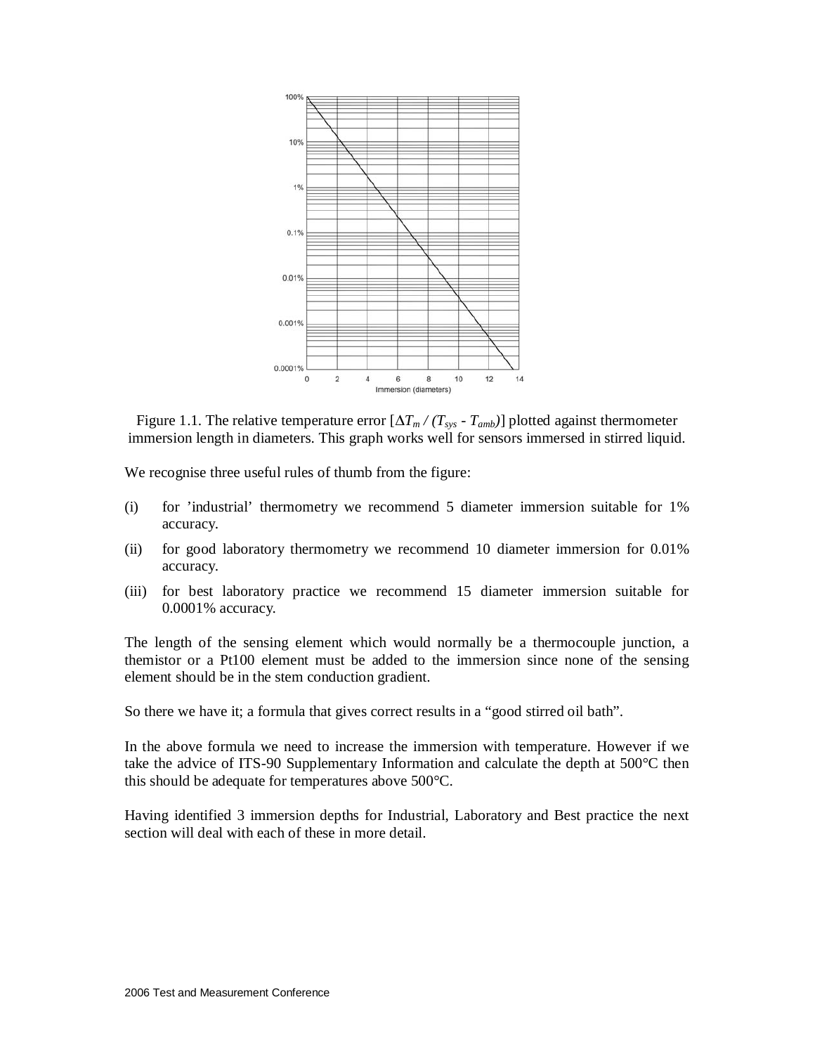Figure 1.1. The relative temperature error [$\Delta T_m / (T_{sys} - T_{amb})$] plotted against thermometer immersion length in diameters. This graph works well for sensors immersed in stirred liquid.

We recognise three useful rules of thumb from the figure:

(i) for 'industrial' thermometry we recommend 5 diameter immersion suitable for 1% accuracy.

(ii) for good laboratory thermometry we recommend 10 diameter immersion for 0.01% accuracy.

(iii) for best laboratory practice we recommend 15 diameter immersion suitable for 0.0001% accuracy.

The length of the sensing element which would normally be a thermocouple junction, a themistor or a Pt100 element must be added to the immersion since none of the sensing element should be in the stem conduction gradient.

So there we have it; a formula that gives correct results in a "good stirred oil bath".

In the above formula we need to increase the immersion with temperature. However if we take the advice of ITS-90 Supplementary Information and calculate the depth at 500°C then this should be adequate for temperatures above 500°C.

Having identified 3 immersion depths for Industrial, Laboratory and Best practice the next section will deal with each of these in more detail.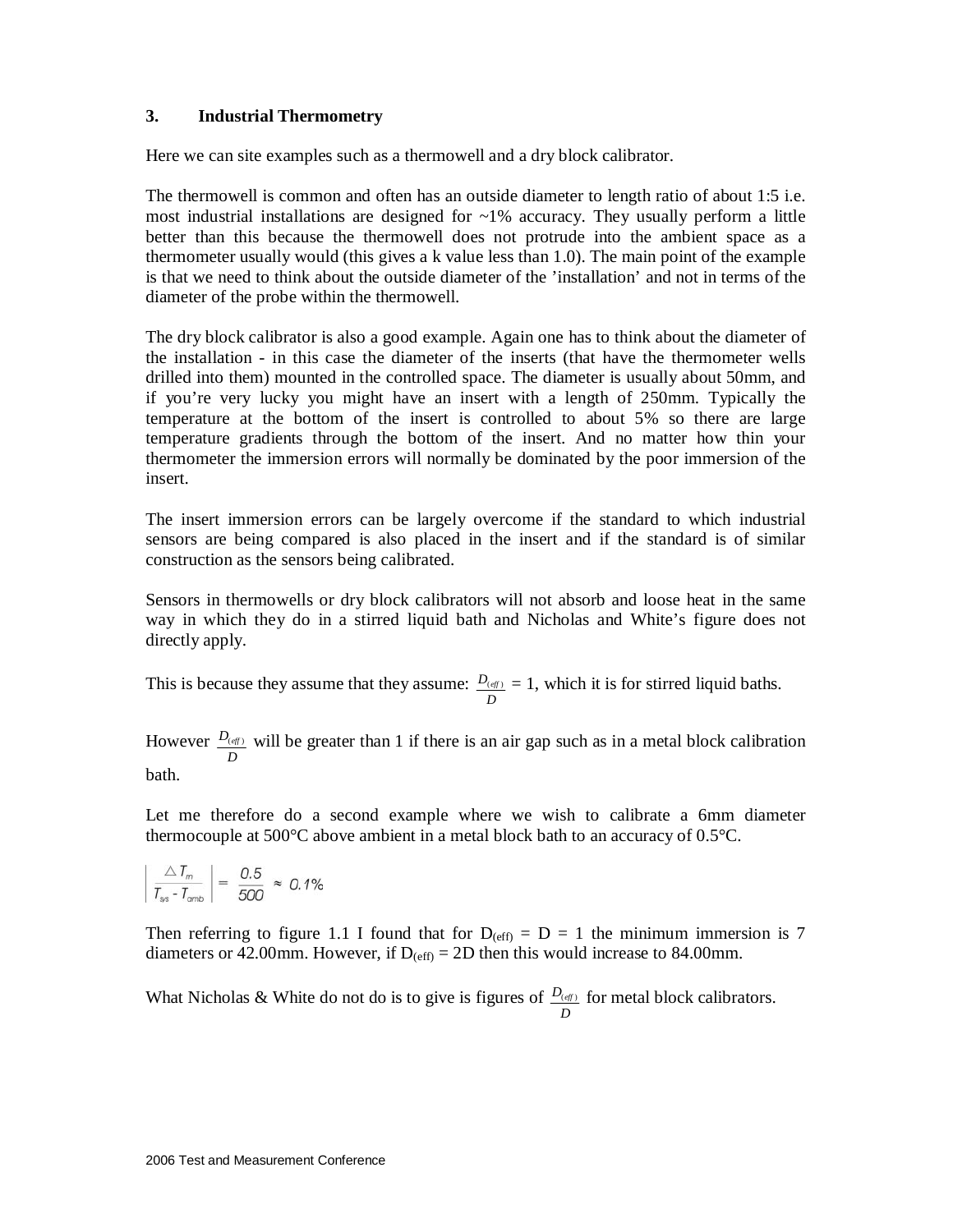## 3. Industrial Thermometry

Here we can site examples such as a thermowell and a dry block calibrator.

The thermowell is common and often has an outside diameter to length ratio of about 1:5 i.e. most industrial installations are designed for ~1% accuracy. They usually perform a little better than this because the thermowell does not protrude into the ambient space as a thermometer usually would (this gives a k value less than 1.0). The main point of the example is that we need to think about the outside diameter of the 'installation' and not in terms of the diameter of the probe within the thermowell.

The dry block calibrator is also a good example. Again one has to think about the diameter of the installation - in this case the diameter of the inserts (that have the thermometer wells drilled into them) mounted in the controlled space. The diameter is usually about 50mm, and if you're very lucky you might have an insert with a length of 250mm. Typically the temperature at the bottom of the insert is controlled to about 5% so there are large temperature gradients through the bottom of the insert. And no matter how thin your thermometer the immersion errors will normally be dominated by the poor immersion of the insert.

The insert immersion errors can be largely overcome if the standard to which industrial sensors are being compared is also placed in the insert and if the standard is of similar construction as the sensors being calibrated.

Sensors in thermowells or dry block calibrators will not absorb and loose heat in the same way in which they do in a stirred liquid bath and Nicholas and White's figure does not directly apply.

This is because they assume that they assume: $\frac{D_{(eff)}}{D} = 1$, which it is for stirred liquid baths.

However $\frac{D_{(eff)}}{D}$ will be greater than 1 if there is an air gap such as in a metal block calibration bath.

Let me therefore do a second example where we wish to calibrate a 6mm diameter thermocouple at 500°C above ambient in a metal block bath to an accuracy of 0.5°C.

$$\left| \frac{\triangle T_m}{T_{sys} - T_{amb}} \right| = \frac{0.5}{500} \approx 0.1\%$$

Then referring to figure 1.1 I found that for $D_{(eff)} = D = 1$ the minimum immersion is 7 diameters or 42.00mm. However, if $D_{(eff)} = 2D$ then this would increase to 84.00mm.

What Nicholas & White do not do is to give is figures of $\frac{D_{(eff)}}{D}$ for metal block calibrators.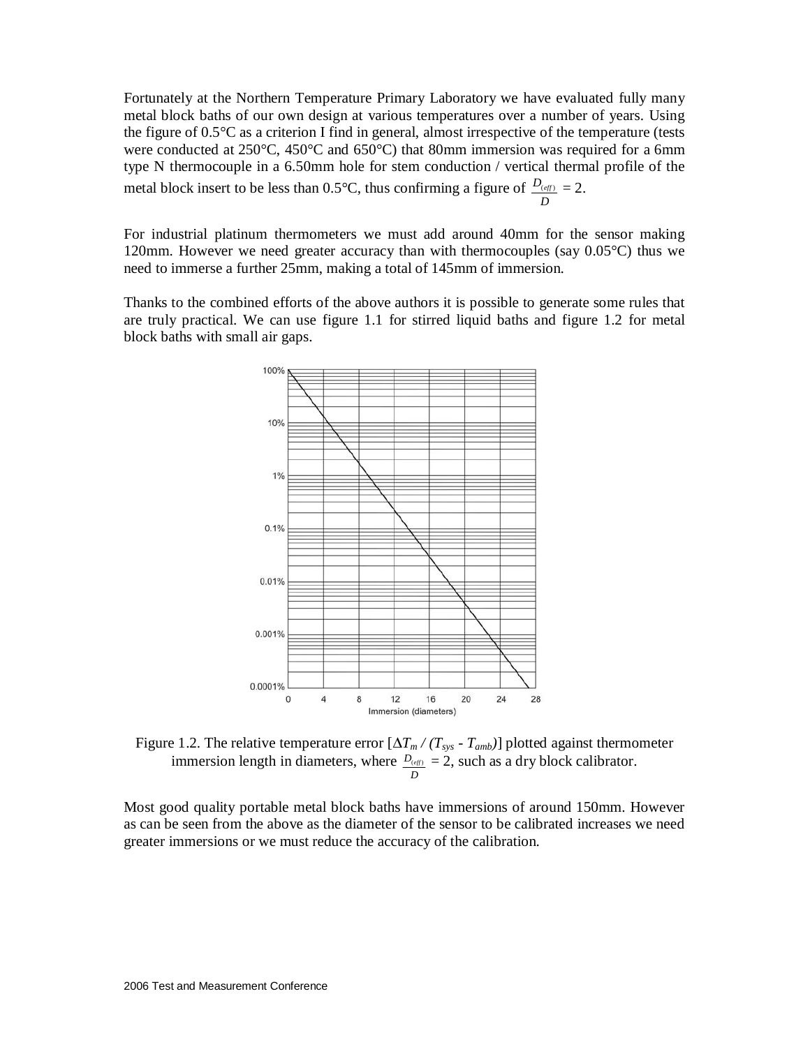Fortunately at the Northern Temperature Primary Laboratory we have evaluated fully many metal block baths of our own design at various temperatures over a number of years. Using the figure of 0.5°C as a criterion I find in general, almost irrespective of the temperature (tests were conducted at 250°C, 450°C and 650°C) that 80mm immersion was required for a 6mm type N thermocouple in a 6.50mm hole for stem conduction / vertical thermal profile of the metal block insert to be less than 0.5°C, thus confirming a figure of $\frac{D_{(eff)}}{D} = 2$.

For industrial platinum thermometers we must add around 40mm for the sensor making 120mm. However we need greater accuracy than with thermocouples (say 0.05°C) thus we need to immerse a further 25mm, making a total of 145mm of immersion.

Thanks to the combined efforts of the above authors it is possible to generate some rules that are truly practical. We can use figure 1.1 for stirred liquid baths and figure 1.2 for metal block baths with small air gaps.

Figure 1.2. The relative temperature error [$\Delta T_m / (T_{sys} - T_{amb})$] plotted against thermometer immersion length in diameters, where $\frac{D_{(eff)}}{D} = 2$, such as a dry block calibrator.

Most good quality portable metal block baths have immersions of around 150mm. However as can be seen from the above as the diameter of the sensor to be calibrated increases we need greater immersions or we must reduce the accuracy of the calibration.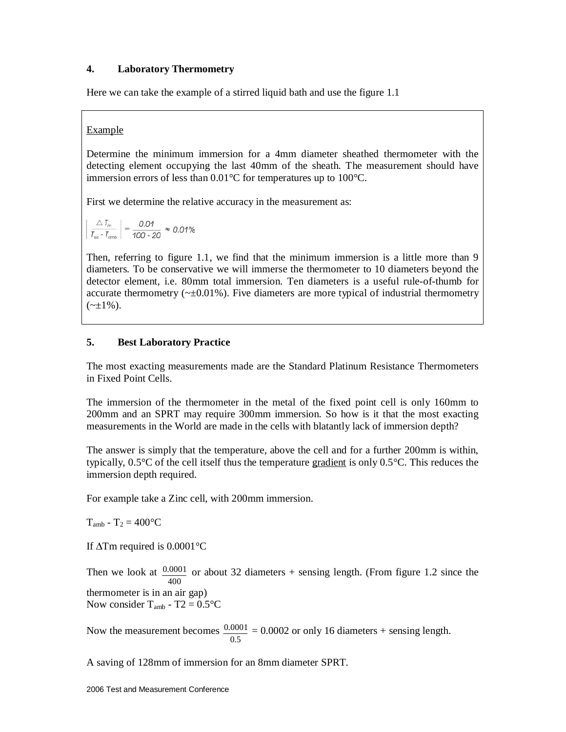## 4. Laboratory Thermometry

Here we can take the example of a stirred liquid bath and use the figure 1.1

<u>Example</u>

Determine the minimum immersion for a 4mm diameter sheathed thermometer with the detecting element occupying the last 40mm of the sheath. The measurement should have immersion errors of less than 0.01°C for temperatures up to 100°C.

First we determine the relative accuracy in the measurement as:

$$\left| \frac{\triangle T_m}{T_{sss} - T_{amb}} \right| = \frac{0.01}{100 - 20} \approx 0.01\%$$

Then, referring to figure 1.1, we find that the minimum immersion is a little more than 9 diameters. To be conservative we will immerse the thermometer to 10 diameters beyond the detector element, i.e. 80mm total immersion. Ten diameters is a useful rule-of-thumb for accurate thermometry (~±0.01%). Five diameters are more typical of industrial thermometry (~±1%).

## 5. Best Laboratory Practice

The most exacting measurements made are the Standard Platinum Resistance Thermometers in Fixed Point Cells.

The immersion of the thermometer in the metal of the fixed point cell is only 160mm to 200mm and an SPRT may require 300mm immersion. So how is it that the most exacting measurements in the World are made in the cells with blatantly lack of immersion depth?

The answer is simply that the temperature, above the cell and for a further 200mm is within, typically, 0.5°C of the cell itself thus the temperature <u>gradient</u> is only 0.5°C. This reduces the immersion depth required.

For example take a Zinc cell, with 200mm immersion.

$T_{amb} - T_2 = 400°C$

If $\Delta Tm$ required is 0.0001°C

Then we look at $\frac{0.0001}{400}$ or about 32 diameters + sensing length. (From figure 1.2 since the thermometer is in an air gap)
Now consider $T_{amb} - T2 = 0.5°C$

Now the measurement becomes $\frac{0.0001}{0.5} = 0.0002$ or only 16 diameters + sensing length.

A saving of 128mm of immersion for an 8mm diameter SPRT.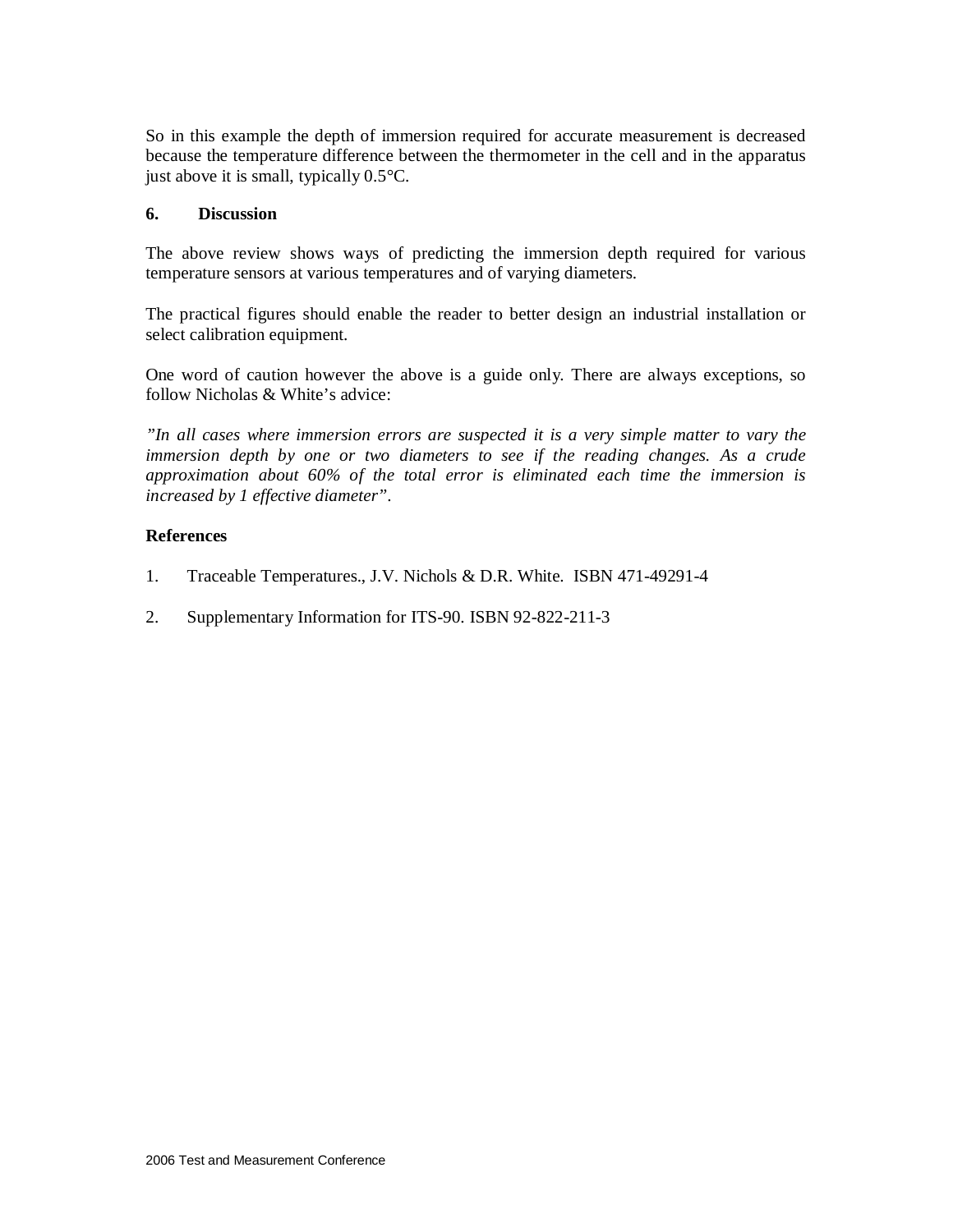So in this example the depth of immersion required for accurate measurement is decreased because the temperature difference between the thermometer in the cell and in the apparatus just above it is small, typically 0.5°C.

## 6. Discussion

The above review shows ways of predicting the immersion depth required for various temperature sensors at various temperatures and of varying diameters.

The practical figures should enable the reader to better design an industrial installation or select calibration equipment.

One word of caution however the above is a guide only. There are always exceptions, so follow Nicholas & White's advice:

*"In all cases where immersion errors are suspected it is a very simple matter to vary the immersion depth by one or two diameters to see if the reading changes. As a crude approximation about 60% of the total error is eliminated each time the immersion is increased by 1 effective diameter"*.

## References

1. Traceable Temperatures., J.V. Nichols & D.R. White. ISBN 471-49291-4

2. Supplementary Information for ITS-90. ISBN 92-822-211-3